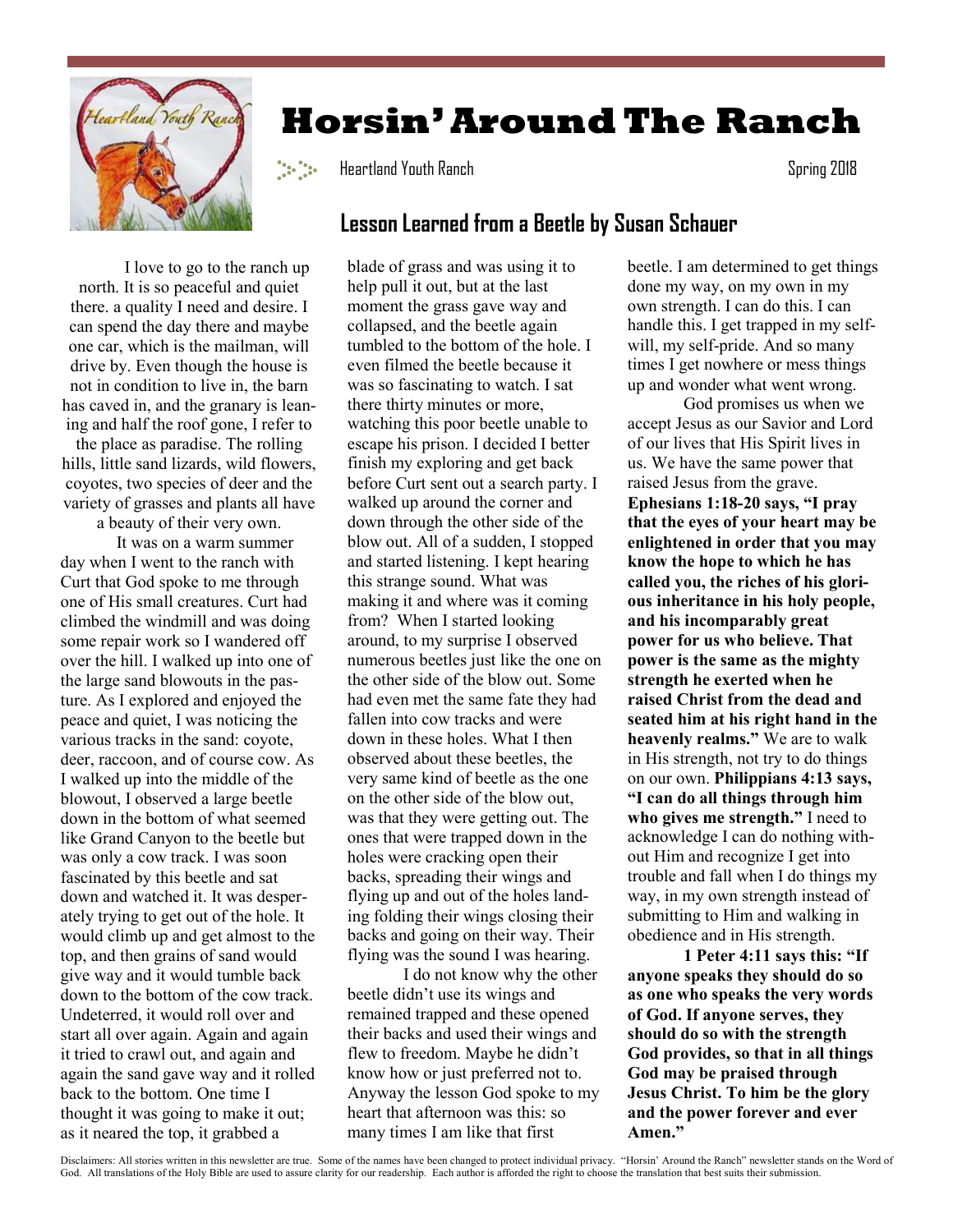# Horsin' Around The Ranch

Heartland Youth Ranch

Spring 2018

## Lesson Learned from a Beetle by Susan Schauer

I love to go to the ranch up north. It is so peaceful and quiet there. a quality I need and desire. I can spend the day there and maybe one car, which is the mailman, will drive by. Even though the house is not in condition to live in, the barn has caved in, and the granary is leaning and half the roof gone, I refer to the place as paradise. The rolling hills, little sand lizards, wild flowers, coyotes, two species of deer and the variety of grasses and plants all have a beauty of their very own.

It was on a warm summer day when I went to the ranch with Curt that God spoke to me through one of His small creatures. Curt had climbed the windmill and was doing some repair work so I wandered off over the hill. I walked up into one of the large sand blowouts in the pasture. As I explored and enjoyed the peace and quiet, I was noticing the various tracks in the sand: coyote, deer, raccoon, and of course cow. As I walked up into the middle of the blowout, I observed a large beetle down in the bottom of what seemed like Grand Canyon to the beetle but was only a cow track. I was soon fascinated by this beetle and sat down and watched it. It was desperately trying to get out of the hole. It would climb up and get almost to the top, and then grains of sand would give way and it would tumble back down to the bottom of the cow track. Undeterred, it would roll over and start all over again. Again and again it tried to crawl out, and again and again the sand gave way and it rolled back to the bottom. One time I thought it was going to make it out; as it neared the top, it grabbed a blade of grass and was using it to help pull it out, but at the last moment the grass gave way and collapsed, and the beetle again tumbled to the bottom of the hole. I even filmed the beetle because it was so fascinating to watch. I sat there thirty minutes or more, watching this poor beetle unable to escape his prison. I decided I better finish my exploring and get back before Curt sent out a search party. I walked up around the corner and down through the other side of the blow out. All of a sudden, I stopped and started listening. I kept hearing this strange sound. What was making it and where was it coming from? When I started looking around, to my surprise I observed numerous beetles just like the one on the other side of the blow out. Some had even met the same fate they had fallen into cow tracks and were down in these holes. What I then observed about these beetles, the very same kind of beetle as the one on the other side of the blow out, was that they were getting out. The ones that were trapped down in the holes were cracking open their backs, spreading their wings and flying up and out of the holes landing folding their wings closing their backs and going on their way. Their flying was the sound I was hearing.

I do not know why the other beetle didn't use its wings and remained trapped and these opened their backs and used their wings and flew to freedom. Maybe he didn't know how or just preferred not to. Anyway the lesson God spoke to my heart that afternoon was this: so many times I am like that first beetle. I am determined to get things done my way, on my own in my own strength. I can do this. I can handle this. I get trapped in my self-will, my self-pride. And so many times I get nowhere or mess things up and wonder what went wrong.

God promises us when we accept Jesus as our Savior and Lord of our lives that His Spirit lives in us. We have the same power that raised Jesus from the grave. **Ephesians 1:18-20 says, "I pray that the eyes of your heart may be enlightened in order that you may know the hope to which he has called you, the riches of his glorious inheritance in his holy people, and his incomparably great power for us who believe. That power is the same as the mighty strength he exerted when he raised Christ from the dead and seated him at his right hand in the heavenly realms."** We are to walk in His strength, not try to do things on our own. **Philippians 4:13 says, "I can do all things through him who gives me strength."** I need to acknowledge I can do nothing without Him and recognize I get into trouble and fall when I do things my way, in my own strength instead of submitting to Him and walking in obedience and in His strength.

**1 Peter 4:11 says this: "If anyone speaks they should do so as one who speaks the very words of God. If anyone serves, they should do so with the strength God provides, so that in all things God may be praised through Jesus Christ. To him be the glory and the power forever and ever Amen."**

Disclaimers: All stories written in this newsletter are true. Some of the names have been changed to protect individual privacy. "Horsin' Around the Ranch" newsletter stands on the Word of God. All translations of the Holy Bible are used to assure clarity for our readership. Each author is afforded the right to choose the translation that best suits their submission.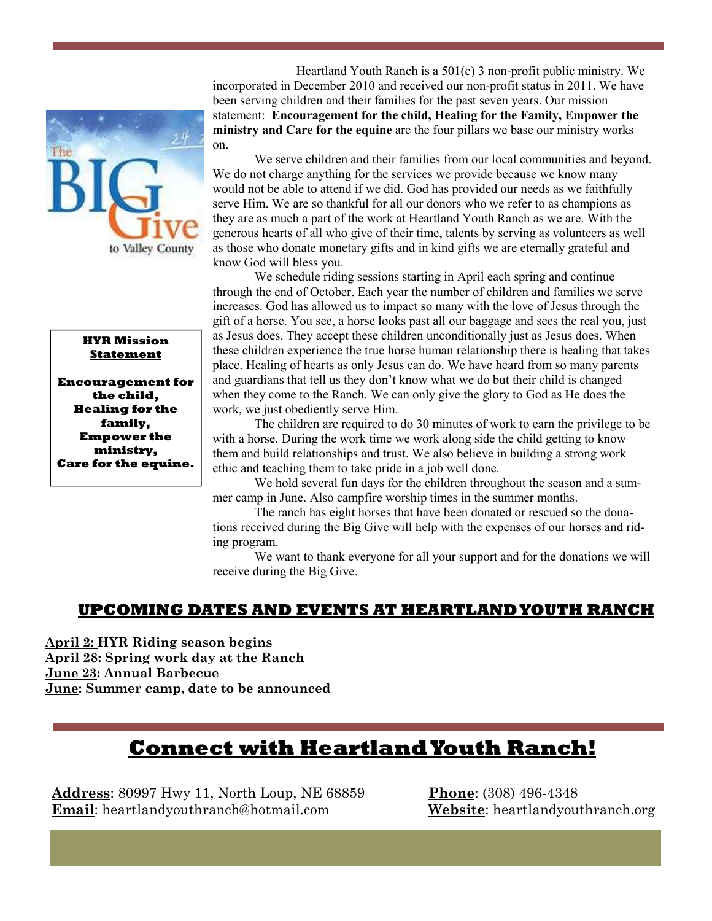Heartland Youth Ranch is a 501(c) 3 non-profit public ministry. We incorporated in December 2010 and received our non-profit status in 2011. We have been serving children and their families for the past seven years. Our mission statement: **Encouragement for the child, Healing for the Family, Empower the ministry and Care for the equine** are the four pillars we base our ministry works on.

We serve children and their families from our local communities and beyond. We do not charge anything for the services we provide because we know many would not be able to attend if we did. God has provided our needs as we faithfully serve Him. We are so thankful for all our donors who we refer to as champions as they are as much a part of the work at Heartland Youth Ranch as we are. With the generous hearts of all who give of their time, talents by serving as volunteers as well as those who donate monetary gifts and in kind gifts we are eternally grateful and know God will bless you.

We schedule riding sessions starting in April each spring and continue through the end of October. Each year the number of children and families we serve increases. God has allowed us to impact so many with the love of Jesus through the gift of a horse. You see, a horse looks past all our baggage and sees the real you, just as Jesus does. They accept these children unconditionally just as Jesus does. When these children experience the true horse human relationship there is healing that takes place. Healing of hearts as only Jesus can do. We have heard from so many parents and guardians that tell us they don't know what we do but their child is changed when they come to the Ranch. We can only give the glory to God as He does the work, we just obediently serve Him.

The children are required to do 30 minutes of work to earn the privilege to be with a horse. During the work time we work along side the child getting to know them and build relationships and trust. We also believe in building a strong work ethic and teaching them to take pride in a job well done.

We hold several fun days for the children throughout the season and a summer camp in June. Also campfire worship times in the summer months.

The ranch has eight horses that have been donated or rescued so the donations received during the Big Give will help with the expenses of our horses and riding program.

We want to thank everyone for all your support and for the donations we will receive during the Big Give.

The BIG Give to Valley County

**HYR Mission Statement**

**Encouragement for the child,
Healing for the family,
Empower the ministry,
Care for the equine.**

## UPCOMING DATES AND EVENTS AT HEARTLAND YOUTH RANCH

**April 2: HYR Riding season begins**
**April 28: Spring work day at the Ranch**
**June 23: Annual Barbecue**
**June: Summer camp, date to be announced**

## Connect with Heartland Youth Ranch!

**Address**: 80997 Hwy 11, North Loup, NE 68859
**Email**: heartlandyouthranch@hotmail.com
**Phone**: (308) 496-4348
**Website**: heartlandyouthranch.org